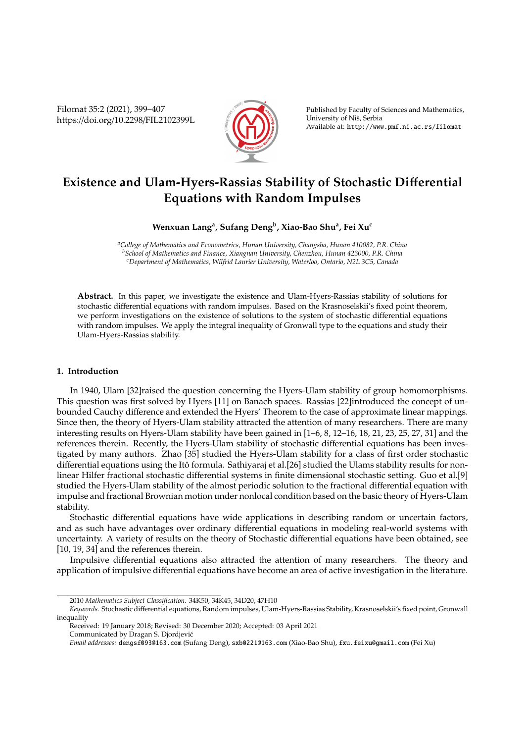# Existence and Ulam-Hyers-Rassias Stability of Stochastic Differential Equations with Random Impulses

**Wenxuan Lang[a], Sufang Deng[b], Xiao-Bao Shu[a], Fei Xu[c]**

[a] *College of Mathematics and Econometrics, Hunan University, Changsha, Hunan 410082, P.R. China*
[b] *School of Mathematics and Finance, Xiangnan University, Chenzhou, Hunan 423000, P.R. China*
[c] *Department of Mathematics, Wilfrid Laurier University, Waterloo, Ontario, N2L 3C5, Canada*

**Abstract.** In this paper, we investigate the existence and Ulam-Hyers-Rassias stability of solutions for stochastic differential equations with random impulses. Based on the Krasnoselskii's fixed point theorem, we perform investigations on the existence of solutions to the system of stochastic differential equations with random impulses. We apply the integral inequality of Gronwall type to the equations and study their Ulam-Hyers-Rassias stability.

## 1. Introduction

In 1940, Ulam [32]raised the question concerning the Hyers-Ulam stability of group homomorphisms. This question was first solved by Hyers [11] on Banach spaces. Rassias [22]introduced the concept of unbounded Cauchy difference and extended the Hyers' Theorem to the case of approximate linear mappings. Since then, the theory of Hyers-Ulam stability attracted the attention of many researchers. There are many interesting results on Hyers-Ulam stability have been gained in [1–6, 8, 12–16, 18, 21, 23, 25, 27, 31] and the references therein. Recently, the Hyers-Ulam stability of stochastic differential equations has been investigated by many authors. Zhao [35] studied the Hyers-Ulam stability for a class of first order stochastic differential equations using the Itô formula. Sathiyaraj et al.[26] studied the Ulams stability results for nonlinear Hilfer fractional stochastic differential systems in finite dimensional stochastic setting. Guo et al.[9] studied the Hyers-Ulam stability of the almost periodic solution to the fractional differential equation with impulse and fractional Brownian motion under nonlocal condition based on the basic theory of Hyers-Ulam stability.

Stochastic differential equations have wide applications in describing random or uncertain factors, and as such have advantages over ordinary differential equations in modeling real-world systems with uncertainty. A variety of results on the theory of Stochastic differential equations have been obtained, see [10, 19, 34] and the references therein.

Impulsive differential equations also attracted the attention of many researchers. The theory and application of impulsive differential equations have become an area of active investigation in the literature.

---

2010 *Mathematics Subject Classification*. 34K50, 34K45, 34D20, 47H10

*Keywords*. Stochastic differential equations, Random impulses, Ulam-Hyers-Rassias Stability, Krasnoselskii's fixed point, Gronwall inequality

Received: 19 January 2018; Revised: 30 December 2020; Accepted: 03 April 2021

Communicated by Dragan S. Djordjević

*Email addresses:* dengsf093@163.com (Sufang Deng), sxb0221@163.com (Xiao-Bao Shu), fxu.feixu@gmail.com (Fei Xu)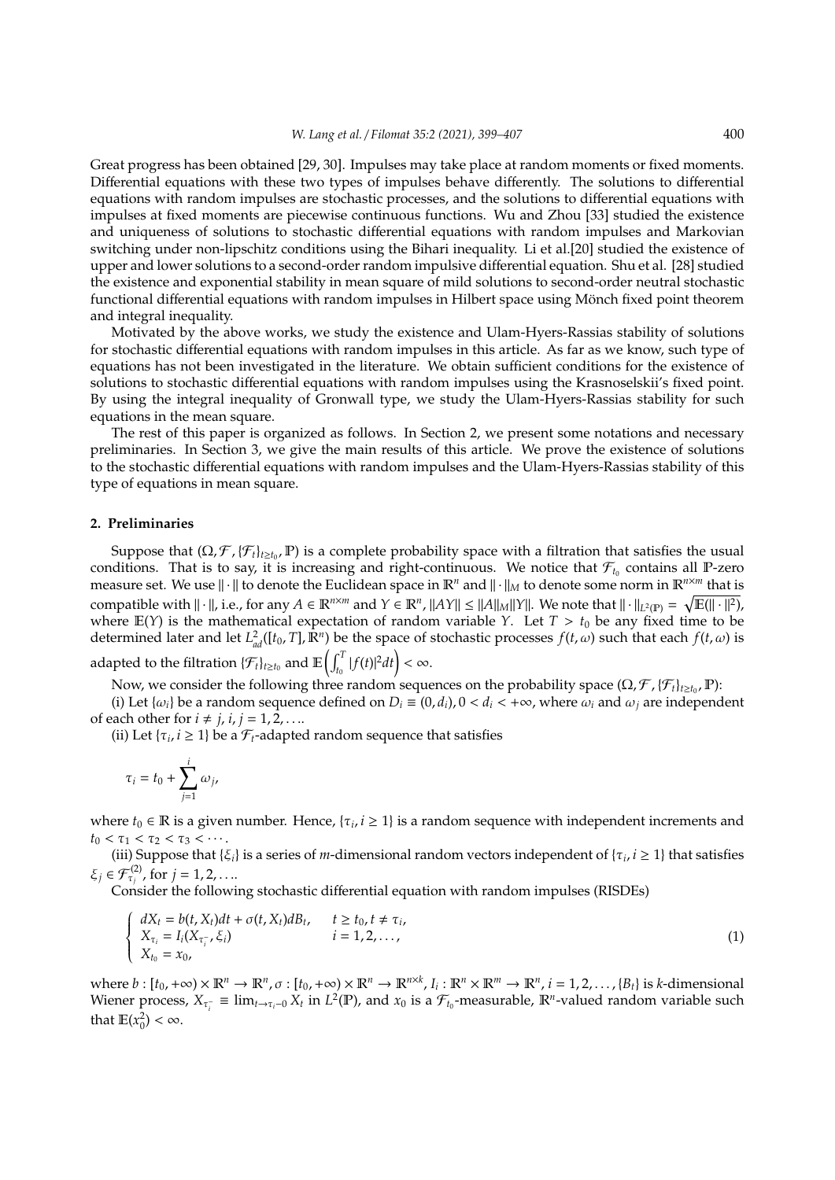Great progress has been obtained [29, 30]. Impulses may take place at random moments or fixed moments. Differential equations with these two types of impulses behave differently. The solutions to differential equations with random impulses are stochastic processes, and the solutions to differential equations with impulses at fixed moments are piecewise continuous functions. Wu and Zhou [33] studied the existence and uniqueness of solutions to stochastic differential equations with random impulses and Markovian switching under non-lipschitz conditions using the Bihari inequality. Li et al.[20] studied the existence of upper and lower solutions to a second-order random impulsive differential equation. Shu et al. [28] studied the existence and exponential stability in mean square of mild solutions to second-order neutral stochastic functional differential equations with random impulses in Hilbert space using Mönch fixed point theorem and integral inequality.

Motivated by the above works, we study the existence and Ulam-Hyers-Rassias stability of solutions for stochastic differential equations with random impulses in this article. As far as we know, such type of equations has not been investigated in the literature. We obtain sufficient conditions for the existence of solutions to stochastic differential equations with random impulses using the Krasnoselskii's fixed point. By using the integral inequality of Gronwall type, we study the Ulam-Hyers-Rassias stability for such equations in the mean square.

The rest of this paper is organized as follows. In Section 2, we present some notations and necessary preliminaries. In Section 3, we give the main results of this article. We prove the existence of solutions to the stochastic differential equations with random impulses and the Ulam-Hyers-Rassias stability of this type of equations in mean square.

## 2. Preliminaries

Suppose that $(\Omega, \mathcal{F}, \{\mathcal{F}_t\}_{t\geq t_0}, \mathbb{P})$ is a complete probability space with a filtration that satisfies the usual conditions. That is to say, it is increasing and right-continuous. We notice that $\mathcal{F}_{t_0}$ contains all $\mathbb{P}$-zero measure set. We use $\|\cdot\|$ to denote the Euclidean space in $\mathbb{R}^n$ and $\|\cdot\|_M$ to denote some norm in $\mathbb{R}^{n\times m}$ that is compatible with $\|\cdot\|$, i.e., for any $A \in \mathbb{R}^{n\times m}$ and $Y \in \mathbb{R}^n$, $\|AY\| \leq \|A\|_M\|Y\|$. We note that $\|\cdot\|_{L^2(\mathbb{P})} = \sqrt{\mathbb{E}(\|\cdot\|^2)}$, where $\mathbb{E}(Y)$ is the mathematical expectation of random variable $Y$. Let $T > t_0$ be any fixed time to be determined later and let $L^2_{ad}([t_0, T], \mathbb{R}^n)$ be the space of stochastic processes $f(t, \omega)$ such that each $f(t, \omega)$ is adapted to the filtration $\{\mathcal{F}_t\}_{t\geq t_0}$ and $\mathbb{E}\left(\int_{t_0}^T |f(t)|^2 dt\right) < \infty$.

Now, we consider the following three random sequences on the probability space $(\Omega, \mathcal{F}, \{\mathcal{F}_t\}_{t\geq t_0}, \mathbb{P})$:

(i) Let $\{\omega_i\}$ be a random sequence defined on $D_i \equiv (0, d_i), 0 < d_i < +\infty$, where $\omega_i$ and $\omega_j$ are independent of each other for $i \neq j$, $i, j = 1, 2, \ldots$.

(ii) Let $\{\tau_i, i \geq 1\}$ be a $\mathcal{F}_t$-adapted random sequence that satisfies

$$\tau_i = t_0 + \sum_{j=1}^{i} \omega_j,$$

where $t_0 \in \mathbb{R}$ is a given number. Hence, $\{\tau_i, i \geq 1\}$ is a random sequence with independent increments and $t_0 < \tau_1 < \tau_2 < \tau_3 < \cdots$.

(iii) Suppose that $\{\xi_i\}$ is a series of $m$-dimensional random vectors independent of $\{\tau_i, i \geq 1\}$ that satisfies $\xi_j \in \mathcal{F}^{(2)}_{\tau_j}$, for $j = 1, 2, \ldots$.

Consider the following stochastic differential equation with random impulses (RISDEs)

$$\begin{cases} dX_t = b(t, X_t)dt + \sigma(t, X_t)dB_t, & t \geq t_0, t \neq \tau_i, \\ X_{\tau_i} = I_i(X_{\tau_i^-}, \xi_i) & i = 1, 2, \ldots, \\ X_{t_0} = x_0, \end{cases} \tag{1}$$

where $b : [t_0, +\infty) \times \mathbb{R}^n \to \mathbb{R}^n$, $\sigma : [t_0, +\infty) \times \mathbb{R}^n \to \mathbb{R}^{n\times k}$, $I_i : \mathbb{R}^n \times \mathbb{R}^m \to \mathbb{R}^n$, $i = 1, 2, \ldots$, $\{B_t\}$ is $k$-dimensional Wiener process, $X_{\tau_i^-} \equiv \lim_{t\to\tau_i - 0} X_t$ in $L^2(\mathbb{P})$, and $x_0$ is a $\mathcal{F}_{t_0}$-measurable, $\mathbb{R}^n$-valued random variable such that $\mathbb{E}(x_0^2) < \infty$.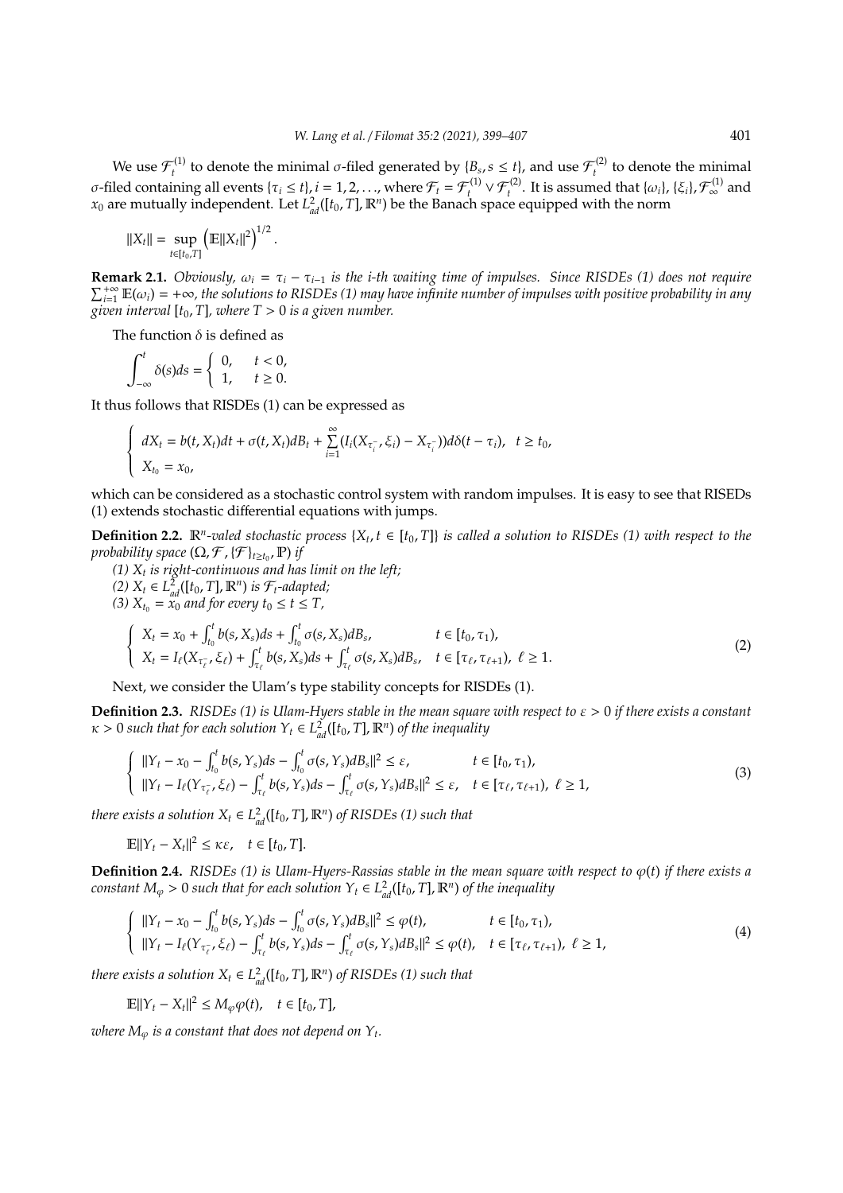We use $\mathcal{F}_t^{(1)}$ to denote the minimal σ-filed generated by $\{B_s, s \le t\}$, and use $\mathcal{F}_t^{(2)}$ to denote the minimal σ-filed containing all events $\{\tau_i \le t\}, i = 1, 2, \ldots$, where $\mathcal{F}_t = \mathcal{F}_t^{(1)} \vee \mathcal{F}_t^{(2)}$. It is assumed that $\{\omega_i\}$, $\{\xi_i\}$, $\mathcal{F}_\infty^{(1)}$ and $x_0$ are mutually independent. Let $L^2_{ad}([t_0, T], \mathbb{R}^n)$ be the Banach space equipped with the norm

$$\|X_t\| = \sup_{t \in [t_0, T]} \left(\mathbb{E}\|X_t\|^2\right)^{1/2}.$$

**Remark 2.1.** *Obviously, $\omega_i = \tau_i - \tau_{i-1}$ is the i-th waiting time of impulses. Since RISDEs (1) does not require $\sum_{i=1}^{+\infty} \mathbb{E}(\omega_i) = +\infty$, the solutions to RISDEs (1) may have infinite number of impulses with positive probability in any given interval $[t_0, T]$, where $T > 0$ is a given number.*

The function $\delta$ is defined as

$$\int_{-\infty}^{t} \delta(s)ds = \begin{cases} 0, & t < 0, \\ 1, & t \ge 0. \end{cases}$$

It thus follows that RISDEs (1) can be expressed as

$$\begin{cases} dX_t = b(t, X_t)dt + \sigma(t, X_t)dB_t + \sum_{i=1}^{\infty}(I_i(X_{\tau_i^-}, \xi_i) - X_{\tau_i^-}))d\delta(t - \tau_i), & t \ge t_0, \\ X_{t_0} = x_0, \end{cases}$$

which can be considered as a stochastic control system with random impulses. It is easy to see that RISEDs (1) extends stochastic differential equations with jumps.

**Definition 2.2.** *$\mathbb{R}^n$-valed stochastic process $\{X_t, t \in [t_0, T]\}$ is called a solution to RISDEs (1) with respect to the probability space $(\Omega, \mathcal{F}, \{\mathcal{F}\}_{t \ge t_0}, \mathbb{P})$ if*

*(1) $X_t$ is right-continuous and has limit on the left;*

*(2) $X_t \in L^2_{ad}([t_0, T], \mathbb{R}^n)$ is $\mathcal{F}_t$-adapted;*

*(3) $X_{t_0} = x_0$ and for every $t_0 \le t \le T$,*

$$\begin{cases} X_t = x_0 + \int_{t_0}^{t} b(s, X_s)ds + \int_{t_0}^{t} \sigma(s, X_s)dB_s, & t \in [t_0, \tau_1), \\ X_t = I_\ell(X_{\tau_\ell^-}, \xi_\ell) + \int_{\tau_\ell}^{t} b(s, X_s)ds + \int_{\tau_\ell}^{t} \sigma(s, X_s)dB_s, & t \in [\tau_\ell, \tau_{\ell+1}),\ \ell \ge 1. \end{cases} \tag{2}$$

Next, we consider the Ulam's type stability concepts for RISDEs (1).

**Definition 2.3.** *RISDEs (1) is Ulam-Hyers stable in the mean square with respect to $\varepsilon > 0$ if there exists a constant $\kappa > 0$ such that for each solution $Y_t \in L^2_{ad}([t_0, T], \mathbb{R}^n)$ of the inequality*

$$\begin{cases} \|Y_t - x_0 - \int_{t_0}^{t} b(s, Y_s)ds - \int_{t_0}^{t} \sigma(s, Y_s)dB_s\|^2 \le \varepsilon, & t \in [t_0, \tau_1), \\ \|Y_t - I_\ell(Y_{\tau_\ell^-}, \xi_\ell) - \int_{\tau_\ell}^{t} b(s, Y_s)ds - \int_{\tau_\ell}^{t} \sigma(s, Y_s)dB_s\|^2 \le \varepsilon, & t \in [\tau_\ell, \tau_{\ell+1}),\ \ell \ge 1, \end{cases} \tag{3}$$

*there exists a solution $X_t \in L^2_{ad}([t_0, T], \mathbb{R}^n)$ of RISDEs (1) such that*

$$\mathbb{E}\|Y_t - X_t\|^2 \le \kappa\varepsilon, \quad t \in [t_0, T].$$

**Definition 2.4.** *RISDEs (1) is Ulam-Hyers-Rassias stable in the mean square with respect to $\varphi(t)$ if there exists a constant $M_\varphi > 0$ such that for each solution $Y_t \in L^2_{ad}([t_0, T], \mathbb{R}^n)$ of the inequality*

$$\begin{cases} \|Y_t - x_0 - \int_{t_0}^{t} b(s, Y_s)ds - \int_{t_0}^{t} \sigma(s, Y_s)dB_s\|^2 \le \varphi(t), & t \in [t_0, \tau_1), \\ \|Y_t - I_\ell(Y_{\tau_\ell^-}, \xi_\ell) - \int_{\tau_\ell}^{t} b(s, Y_s)ds - \int_{\tau_\ell}^{t} \sigma(s, Y_s)dB_s\|^2 \le \varphi(t), & t \in [\tau_\ell, \tau_{\ell+1}),\ \ell \ge 1, \end{cases} \tag{4}$$

*there exists a solution $X_t \in L^2_{ad}([t_0, T], \mathbb{R}^n)$ of RISDEs (1) such that*

$$\mathbb{E}\|Y_t - X_t\|^2 \le M_\varphi \varphi(t), \quad t \in [t_0, T],$$

*where $M_\varphi$ is a constant that does not depend on $Y_t$.*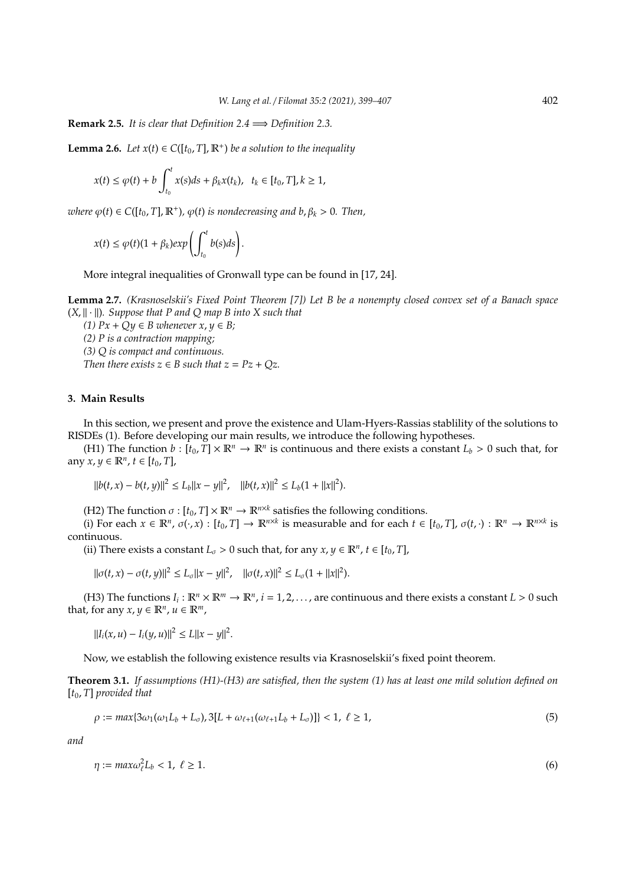**Remark 2.5.** *It is clear that Definition 2.4 $\Longrightarrow$ Definition 2.3.*

**Lemma 2.6.** *Let $x(t) \in C([t_0, T], \mathbb{R}^+)$ be a solution to the inequality*

$$x(t) \leq \varphi(t) + b \int_{t_0}^{t} x(s)ds + \beta_k x(t_k), \quad t_k \in [t_0, T], k \geq 1,$$

*where $\varphi(t) \in C([t_0, T], \mathbb{R}^+)$, $\varphi(t)$ is nondecreasing and $b, \beta_k > 0$. Then,*

$$x(t) \leq \varphi(t)(1 + \beta_k) exp\left(\int_{t_0}^{t} b(s)ds\right).$$

More integral inequalities of Gronwall type can be found in [17, 24].

**Lemma 2.7.** *(Krasnoselskii's Fixed Point Theorem [7]) Let $B$ be a nonempty closed convex set of a Banach space $(X, \|\cdot\|)$. Suppose that $P$ and $Q$ map $B$ into $X$ such that*

*(1) $Px + Qy \in B$ whenever $x, y \in B$;*

*(2) $P$ is a contraction mapping;*

*(3) $Q$ is compact and continuous.*

*Then there exists $z \in B$ such that $z = Pz + Qz$.*

## 3. Main Results

In this section, we present and prove the existence and Ulam-Hyers-Rassias stablility of the solutions to RISDEs (1). Before developing our main results, we introduce the following hypotheses.

(H1) The function $b : [t_0, T] \times \mathbb{R}^n \to \mathbb{R}^n$ is continuous and there exists a constant $L_b > 0$ such that, for any $x, y \in \mathbb{R}^n$, $t \in [t_0, T]$,

$$\|b(t, x) - b(t, y)\|^2 \leq L_b \|x - y\|^2, \quad \|b(t, x)\|^2 \leq L_b(1 + \|x\|^2).$$

(H2) The function $\sigma : [t_0, T] \times \mathbb{R}^n \to \mathbb{R}^{n \times k}$ satisfies the following conditions.

(i) For each $x \in \mathbb{R}^n$, $\sigma(\cdot, x) : [t_0, T] \to \mathbb{R}^{n\times k}$ is measurable and for each $t \in [t_0, T]$, $\sigma(t, \cdot) : \mathbb{R}^n \to \mathbb{R}^{n\times k}$ is continuous.

(ii) There exists a constant $L_\sigma > 0$ such that, for any $x, y \in \mathbb{R}^n$, $t \in [t_0, T]$,

$$\|\sigma(t, x) - \sigma(t, y)\|^2 \leq L_\sigma \|x - y\|^2, \quad \|\sigma(t, x)\|^2 \leq L_\sigma(1 + \|x\|^2).$$

(H3) The functions $I_i : \mathbb{R}^n \times \mathbb{R}^m \to \mathbb{R}^n$, $i = 1, 2, \ldots$, are continuous and there exists a constant $L > 0$ such that, for any $x, y \in \mathbb{R}^n$, $u \in \mathbb{R}^m$,

$$\|I_i(x, u) - I_i(y, u)\|^2 \leq L\|x - y\|^2.$$

Now, we establish the following existence results via Krasnoselskii's fixed point theorem.

**Theorem 3.1.** *If assumptions (H1)-(H3) are satisfied, then the system (1) has at least one mild solution defined on $[t_0, T]$ provided that*

$$\rho := max\{3\omega_1(\omega_1 L_b + L_\sigma), 3[L + \omega_{\ell+1}(\omega_{\ell+1}L_b + L_\sigma)]\} < 1, \ \ell \geq 1, \tag{5}$$

*and*

$$\eta := max\omega_\ell^2 L_b < 1, \ \ell \geq 1. \tag{6}$$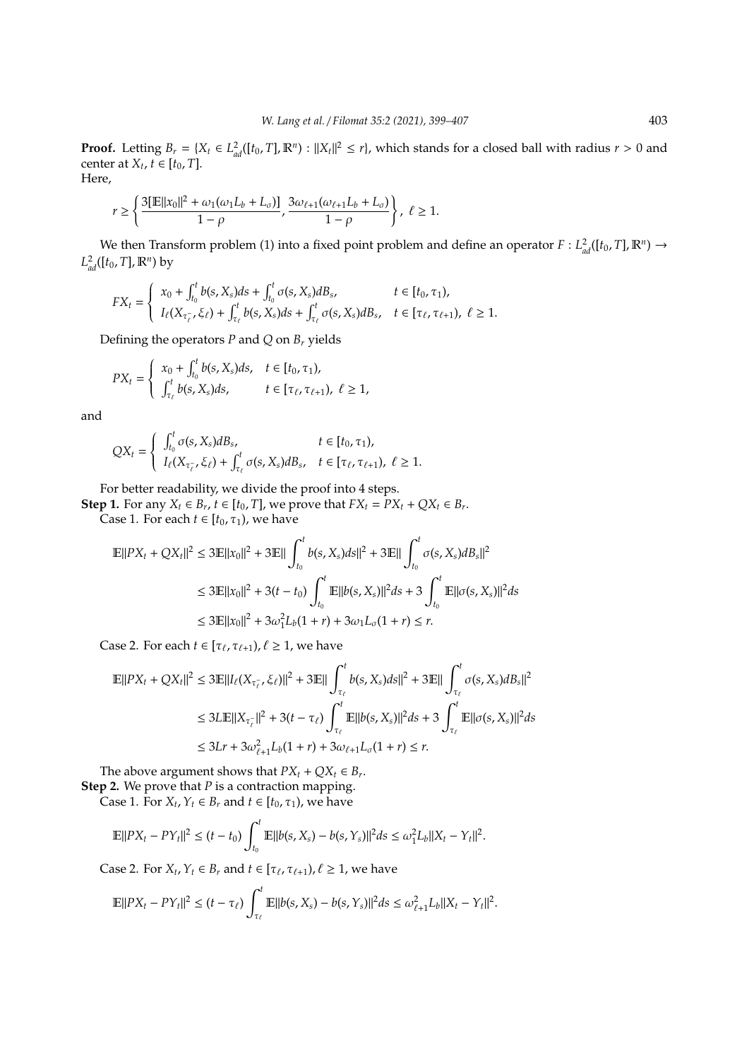**Proof.** Letting $B_r = \{X_t \in L^2_{ad}([t_0, T], \mathbb{R}^n) : \|X_t\|^2 \leq r\}$, which stands for a closed ball with radius $r > 0$ and center at $X_t$, $t \in [t_0, T]$.
Here,

$$r \geq \left\{ \frac{3[\mathbb{E}\|x_0\|^2 + \omega_1(\omega_1 L_b + L_\sigma)]}{1-\rho}, \frac{3\omega_{\ell+1}(\omega_{\ell+1} L_b + L_\sigma)}{1-\rho} \right\}, \ \ell \geq 1.$$

We then Transform problem (1) into a fixed point problem and define an operator $F : L^2_{ad}([t_0, T], \mathbb{R}^n) \to L^2_{ad}([t_0, T], \mathbb{R}^n)$ by

$$FX_t = \begin{cases} x_0 + \int_{t_0}^t b(s, X_s)ds + \int_{t_0}^t \sigma(s, X_s)dB_s, & t \in [t_0, \tau_1), \\ I_\ell(X_{\tau_\ell^-}, \xi_\ell) + \int_{\tau_\ell}^t b(s, X_s)ds + \int_{\tau_\ell}^t \sigma(s, X_s)dB_s, & t \in [\tau_\ell, \tau_{\ell+1}), \ \ell \geq 1. \end{cases}$$

Defining the operators $P$ and $Q$ on $B_r$ yields

$$PX_t = \begin{cases} x_0 + \int_{t_0}^t b(s, X_s)ds, & t \in [t_0, \tau_1), \\ \int_{\tau_\ell}^t b(s, X_s)ds, & t \in [\tau_\ell, \tau_{\ell+1}), \ \ell \geq 1, \end{cases}$$

and

$$QX_t = \begin{cases} \int_{t_0}^t \sigma(s, X_s)dB_s, & t \in [t_0, \tau_1), \\ I_\ell(X_{\tau_\ell^-}, \xi_\ell) + \int_{\tau_\ell}^t \sigma(s, X_s)dB_s, & t \in [\tau_\ell, \tau_{\ell+1}), \ \ell \geq 1. \end{cases}$$

For better readability, we divide the proof into 4 steps.

**Step 1.** For any $X_t \in B_r$, $t \in [t_0, T]$, we prove that $FX_t = PX_t + QX_t \in B_r$.

Case 1. For each $t \in [t_0, \tau_1)$, we have

$$\begin{aligned} \mathbb{E}\|PX_t + QX_t\|^2 &\leq 3\mathbb{E}\|x_0\|^2 + 3\mathbb{E}\| \int_{t_0}^t b(s, X_s)ds\|^2 + 3\mathbb{E}\| \int_{t_0}^t \sigma(s, X_s)dB_s\|^2 \\ &\leq 3\mathbb{E}\|x_0\|^2 + 3(t - t_0) \int_{t_0}^t \mathbb{E}\|b(s, X_s)\|^2 ds + 3 \int_{t_0}^t \mathbb{E}\|\sigma(s, X_s)\|^2 ds \\ &\leq 3\mathbb{E}\|x_0\|^2 + 3\omega_1^2 L_b(1 + r) + 3\omega_1 L_\sigma(1 + r) \leq r. \end{aligned}$$

Case 2. For each $t \in [\tau_\ell, \tau_{\ell+1})$, $\ell \geq 1$, we have

$$\begin{aligned} \mathbb{E}\|PX_t + QX_t\|^2 &\leq 3\mathbb{E}\|I_\ell(X_{\tau_\ell^-}, \xi_\ell)\|^2 + 3\mathbb{E}\| \int_{\tau_\ell}^t b(s, X_s)ds\|^2 + 3\mathbb{E}\| \int_{\tau_\ell}^t \sigma(s, X_s)dB_s\|^2 \\ &\leq 3L\mathbb{E}\|X_{\tau_\ell^-}\|^2 + 3(t - \tau_\ell) \int_{\tau_\ell}^t \mathbb{E}\|b(s, X_s)\|^2 ds + 3 \int_{\tau_\ell}^t \mathbb{E}\|\sigma(s, X_s)\|^2 ds \\ &\leq 3Lr + 3\omega_{\ell+1}^2 L_b(1 + r) + 3\omega_{\ell+1} L_\sigma(1 + r) \leq r. \end{aligned}$$

The above argument shows that $PX_t + QX_t \in B_r$.

**Step 2.** We prove that $P$ is a contraction mapping.

Case 1. For $X_t, Y_t \in B_r$ and $t \in [t_0, \tau_1)$, we have

$$\mathbb{E}\|PX_t - PY_t\|^2 \leq (t - t_0) \int_{t_0}^t \mathbb{E}\|b(s, X_s) - b(s, Y_s)\|^2 ds \leq \omega_1^2 L_b \|X_t - Y_t\|^2.$$

Case 2. For $X_t, Y_t \in B_r$ and $t \in [\tau_\ell, \tau_{\ell+1})$, $\ell \geq 1$, we have

$$\mathbb{E}\|PX_t - PY_t\|^2 \leq (t - \tau_\ell) \int_{\tau_\ell}^t \mathbb{E}\|b(s, X_s) - b(s, Y_s)\|^2 ds \leq \omega_{\ell+1}^2 L_b \|X_t - Y_t\|^2.$$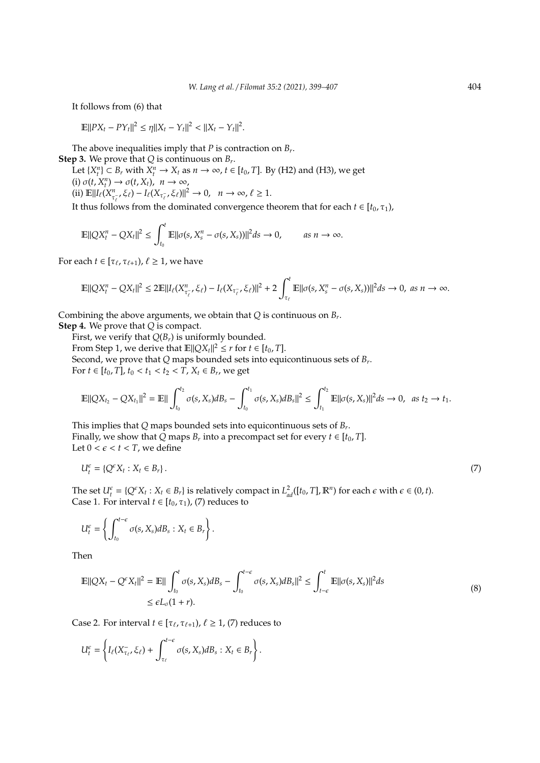It follows from (6) that

$$\mathbb{E}\|PX_t - PY_t\|^2 \leq \eta\|X_t - Y_t\|^2 < \|X_t - Y_t\|^2.$$

The above inequalities imply that $P$ is contraction on $B_r$.

**Step 3.** We prove that $Q$ is continuous on $B_r$.

Let $\{X_t^n\} \subset B_r$ with $X_t^n \to X_t$ as $n \to \infty$, $t \in [t_0, T]$. By (H2) and (H3), we get

(i) $\sigma(t, X_t^n) \to \sigma(t, X_t)$, $n \to \infty$,

(ii) $\mathbb{E}\|I_\ell(X^n_{\tau_\ell^-}, \xi_\ell) - I_\ell(X_{\tau_\ell^-}, \xi_\ell)\|^2 \to 0$, $n \to \infty$, $\ell \geq 1$.

It thus follows from the dominated convergence theorem that for each $t \in [t_0, \tau_1)$,

$$\mathbb{E}\|QX_t^n - QX_t\|^2 \leq \int_{t_0}^t \mathbb{E}\|\sigma(s, X_s^n - \sigma(s, X_s))\|^2 ds \to 0, \qquad as\ n \to \infty.$$

For each $t \in [\tau_\ell, \tau_{\ell+1})$, $\ell \geq 1$, we have

$$\mathbb{E}\|QX_t^n - QX_t\|^2 \leq 2\mathbb{E}\|I_\ell(X^n_{\tau_\ell^-}, \xi_\ell) - I_\ell(X_{\tau_\ell^-}, \xi_\ell)\|^2 + 2\int_{\tau_\ell}^t \mathbb{E}\|\sigma(s, X_s^n - \sigma(s, X_s))\|^2 ds \to 0,\ as\ n \to \infty.$$

Combining the above arguments, we obtain that $Q$ is continuous on $B_r$.

**Step 4.** We prove that $Q$ is compact.

First, we verify that $Q(B_r)$ is uniformly bounded.

From Step 1, we derive that $\mathbb{E}\|QX_t\|^2 \leq r$ for $t \in [t_0, T]$.

Second, we prove that $Q$ maps bounded sets into equicontinuous sets of $B_r$.

For $t \in [t_0, T]$, $t_0 < t_1 < t_2 < T$, $X_t \in B_r$, we get

$$\mathbb{E}\|QX_{t_2} - QX_{t_1}\|^2 = \mathbb{E}\|\int_{t_0}^{t_2} \sigma(s, X_s)dB_s - \int_{t_0}^{t_1} \sigma(s, X_s)dB_s\|^2 \leq \int_{t_1}^{t_2} \mathbb{E}\|\sigma(s, X_s)\|^2 ds \to 0,\ \ as\ t_2 \to t_1.$$

This implies that $Q$ maps bounded sets into equicontinuous sets of $B_r$.

Finally, we show that $Q$ maps $B_r$ into a precompact set for every $t \in [t_0, T]$.

Let $0 < \epsilon < t < T$, we define

$$U_t^\epsilon = \{Q^\epsilon X_t : X_t \in B_r\}. \tag{7}$$

The set $U_t^\epsilon = \{Q^\epsilon X_t : X_t \in B_r\}$ is relatively compact in $L^2_{ad}([t_0, T], \mathbb{R}^n)$ for each $\epsilon$ with $\epsilon \in (0, t)$.

Case 1. For interval $t \in [t_0, \tau_1)$, (7) reduces to

$$U_t^\epsilon = \left\{\int_{t_0}^{t-\epsilon} \sigma(s, X_s)dB_s : X_t \in B_r\right\}.$$

Then

$$\begin{aligned}\mathbb{E}\|QX_t - Q^\epsilon X_t\|^2 &= \mathbb{E}\|\int_{t_0}^{t} \sigma(s, X_s)dB_s - \int_{t_0}^{t-\epsilon} \sigma(s, X_s)dB_s\|^2 \leq \int_{t-\epsilon}^{t} \mathbb{E}\|\sigma(s, X_s)\|^2 ds \\ &\leq \epsilon L_\sigma(1 + r).\end{aligned} \tag{8}$$

Case 2. For interval $t \in [\tau_\ell, \tau_{\ell+1})$, $\ell \geq 1$, (7) reduces to

$$U_t^\epsilon = \left\{I_\ell(X^-_{\tau_\ell}, \xi_\ell) + \int_{\tau_\ell}^{t-\epsilon} \sigma(s, X_s)dB_s : X_t \in B_r\right\}.$$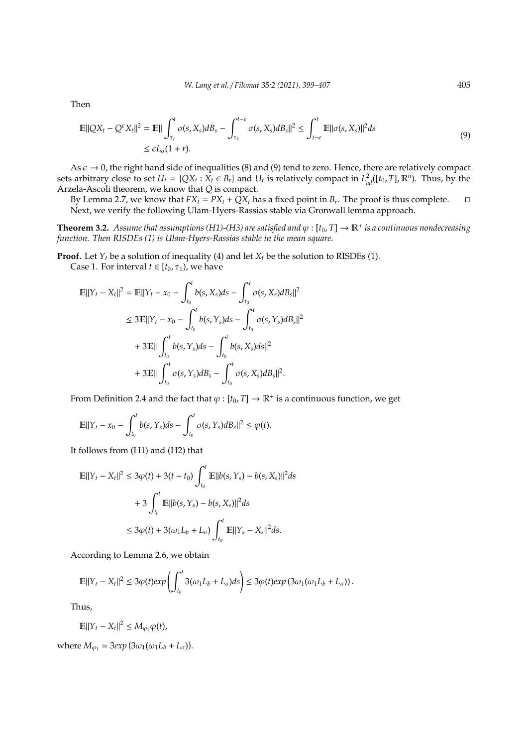Then

$$\mathbb{E}\|QX_t - Q^{\epsilon}X_t\|^2 = \mathbb{E}\|\int_{\tau_\ell}^{t}\sigma(s,X_s)dB_s - \int_{\tau_\ell}^{t-\epsilon}\sigma(s,X_s)dB_s\|^2 \leq \int_{t-\epsilon}^{t}\mathbb{E}\|\sigma(s,X_s)\|^2 ds$$
$$\leq \epsilon L_\sigma(1+r). \tag{9}$$

As $\epsilon \to 0$, the right hand side of inequalities (8) and (9) tend to zero. Hence, there are relatively compact sets arbitrary close to set $U_t = \{QX_t : X_t \in B_r\}$ and $U_t$ is relatively compact in $L^2_{ad}([t_0,T],\mathbb{R}^n)$. Thus, by the Arzela-Ascoli theorem, we know that $Q$ is compact.

By Lemma 2.7, we know that $FX_t = PX_t + QX_t$ has a fixed point in $B_r$. The proof is thus complete. □

Next, we verify the following Ulam-Hyers-Rassias stable via Gronwall lemma approach.

**Theorem 3.2.** *Assume that assumptions (H1)-(H3) are satisfied and $\varphi : [t_0,T] \to \mathbb{R}^+$ is a continuous nondecreasing function. Then RISDEs (1) is Ulam-Hyers-Rassias stable in the mean square.*

**Proof.** Let $Y_t$ be a solution of inequality (4) and let $X_t$ be the solution to RISDEs (1).

Case 1. For interval $t \in [t_0, \tau_1)$, we have

$$\begin{aligned}
\mathbb{E}\|Y_t - X_t\|^2 &= \mathbb{E}\|Y_t - x_0 - \int_{t_0}^{t} b(s,X_s)ds - \int_{t_0}^{t}\sigma(s,X_s)dB_s\|^2 \\
&\leq 3\mathbb{E}\|Y_t - x_0 - \int_{t_0}^{t} b(s,Y_s)ds - \int_{t_0}^{t}\sigma(s,Y_s)dB_s\|^2 \\
&\quad + 3\mathbb{E}\|\int_{t_0}^{t} b(s,Y_s)ds - \int_{t_0}^{t} b(s,X_s)ds\|^2 \\
&\quad + 3\mathbb{E}\|\int_{t_0}^{t}\sigma(s,Y_s)dB_s - \int_{t_0}^{t}\sigma(s,X_s)dB_s\|^2.
\end{aligned}$$

From Definition 2.4 and the fact that $\varphi : [t_0,T] \to \mathbb{R}^+$ is a continuous function, we get

$$\mathbb{E}\|Y_t - x_0 - \int_{t_0}^{t} b(s,Y_s)ds - \int_{t_0}^{t}\sigma(s,Y_s)dB_s\|^2 \leq \varphi(t).$$

It follows from (H1) and (H2) that

$$\begin{aligned}
\mathbb{E}\|Y_t - X_t\|^2 &\leq 3\varphi(t) + 3(t-t_0)\int_{t_0}^{t}\mathbb{E}\|b(s,Y_s) - b(s,X_s)\|^2 ds \\
&\quad + 3\int_{t_0}^{t}\mathbb{E}\|b(s,Y_s) - b(s,X_s)\|^2 ds \\
&\leq 3\varphi(t) + 3(\omega_1 L_b + L_\sigma)\int_{t_0}^{t}\mathbb{E}\|Y_s - X_s\|^2 ds.
\end{aligned}$$

According to Lemma 2.6, we obtain

$$\mathbb{E}\|Y_t - X_t\|^2 \leq 3\varphi(t) exp\left(\int_{t_0}^{t} 3(\omega_1 L_b + L_\sigma)ds\right) \leq 3\varphi(t) exp\left(3\omega_1(\omega_1 L_b + L_\sigma)\right).$$

Thus,

$$\mathbb{E}\|Y_t - X_t\|^2 \leq M_{\varphi_1}\varphi(t),$$

where $M_{\varphi_1} = 3exp\left(3\omega_1(\omega_1 L_b + L_\sigma)\right)$.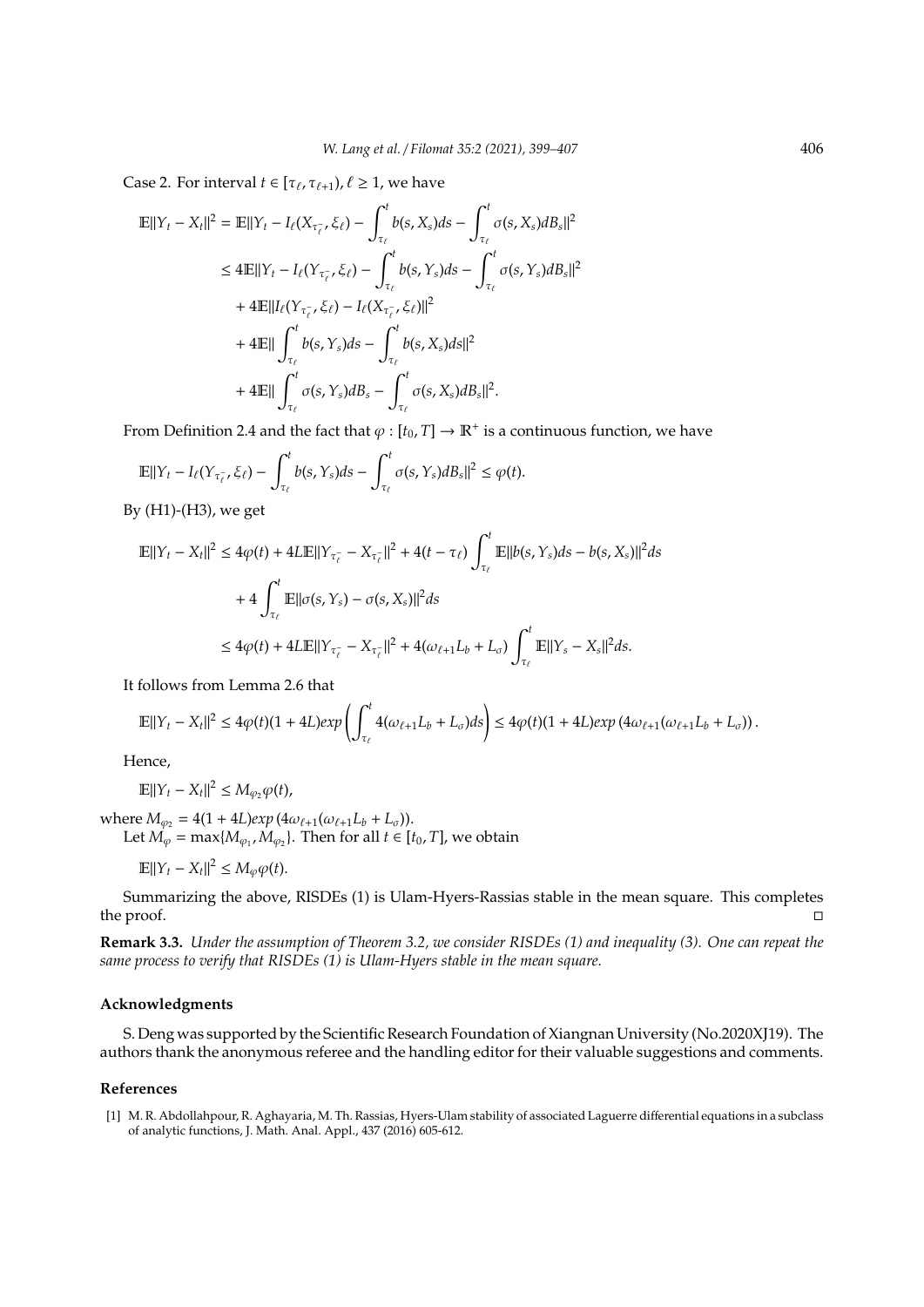Case 2. For interval $t \in [\tau_\ell, \tau_{\ell+1})$, $\ell \geq 1$, we have

$$
\begin{aligned}
\mathbb{E}\|Y_t - X_t\|^2 &= \mathbb{E}\|Y_t - I_\ell(X_{\tau_\ell^-}, \xi_\ell) - \int_{\tau_\ell}^t b(s, X_s)ds - \int_{\tau_\ell}^t \sigma(s, X_s)dB_s\|^2 \\
&\leq 4\mathbb{E}\|Y_t - I_\ell(Y_{\tau_\ell^-}, \xi_\ell) - \int_{\tau_\ell}^t b(s, Y_s)ds - \int_{\tau_\ell}^t \sigma(s, Y_s)dB_s\|^2 \\
&\quad + 4\mathbb{E}\|I_\ell(Y_{\tau_\ell^-}, \xi_\ell) - I_\ell(X_{\tau_\ell^-}, \xi_\ell)\|^2 \\
&\quad + 4\mathbb{E}\| \int_{\tau_\ell}^t b(s, Y_s)ds - \int_{\tau_\ell}^t b(s, X_s)ds\|^2 \\
&\quad + 4\mathbb{E}\| \int_{\tau_\ell}^t \sigma(s, Y_s)dB_s - \int_{\tau_\ell}^t \sigma(s, X_s)dB_s\|^2.
\end{aligned}
$$

From Definition 2.4 and the fact that $\varphi : [t_0, T] \to \mathbb{R}^+$ is a continuous function, we have

$$
\mathbb{E}\|Y_t - I_\ell(Y_{\tau_\ell^-}, \xi_\ell) - \int_{\tau_\ell}^t b(s, Y_s)ds - \int_{\tau_\ell}^t \sigma(s, Y_s)dB_s\|^2 \leq \varphi(t).
$$

By (H1)-(H3), we get

$$
\begin{aligned}
\mathbb{E}\|Y_t - X_t\|^2 &\leq 4\varphi(t) + 4L\mathbb{E}\|Y_{\tau_\ell^-} - X_{\tau_\ell^-}\|^2 + 4(t - \tau_\ell) \int_{\tau_\ell}^t \mathbb{E}\|b(s, Y_s)ds - b(s, X_s)\|^2 ds \\
&\quad + 4 \int_{\tau_\ell}^t \mathbb{E}\|\sigma(s, Y_s) - \sigma(s, X_s)\|^2 ds \\
&\leq 4\varphi(t) + 4L\mathbb{E}\|Y_{\tau_\ell^-} - X_{\tau_\ell^-}\|^2 + 4(\omega_{\ell+1}L_b + L_\sigma) \int_{\tau_\ell}^t \mathbb{E}\|Y_s - X_s\|^2 ds.
\end{aligned}
$$

It follows from Lemma 2.6 that

$$
\mathbb{E}\|Y_t - X_t\|^2 \leq 4\varphi(t)(1 + 4L)exp\left(\int_{\tau_\ell}^t 4(\omega_{\ell+1}L_b + L_\sigma)ds\right) \leq 4\varphi(t)(1 + 4L)exp\left(4\omega_{\ell+1}(\omega_{\ell+1}L_b + L_\sigma)\right).
$$

Hence,

$$
\mathbb{E}\|Y_t - X_t\|^2 \leq M_{\varphi_2}\varphi(t),
$$

where $M_{\varphi_2} = 4(1 + 4L)exp\left(4\omega_{\ell+1}(\omega_{\ell+1}L_b + L_\sigma)\right)$.

Let $M_\varphi = \max\{M_{\varphi_1}, M_{\varphi_2}\}$. Then for all $t \in [t_0, T]$, we obtain

$$
\mathbb{E}\|Y_t - X_t\|^2 \leq M_\varphi\varphi(t).
$$

Summarizing the above, RISDEs (1) is Ulam-Hyers-Rassias stable in the mean square. This completes the proof. □

**Remark 3.3.** *Under the assumption of Theorem 3.2, we consider RISDEs (1) and inequality (3). One can repeat the same process to verify that RISDEs (1) is Ulam-Hyers stable in the mean square.*

## Acknowledgments

S. Deng was supported by the Scientific Research Foundation of Xiangnan University (No.2020XJ19). The authors thank the anonymous referee and the handling editor for their valuable suggestions and comments.

## References

[1] M. R. Abdollahpour, R. Aghayaria, M. Th. Rassias, Hyers-Ulam stability of associated Laguerre differential equations in a subclass of analytic functions, J. Math. Anal. Appl., 437 (2016) 605-612.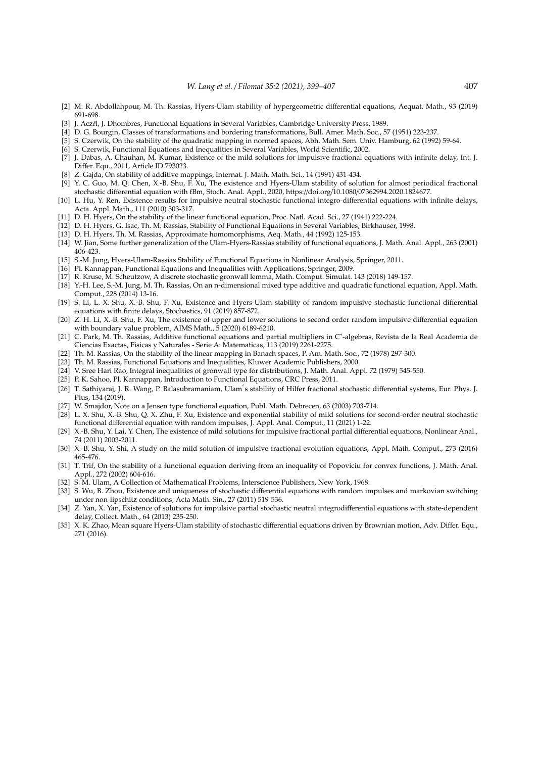[2] M. R. Abdollahpour, M. Th. Rassias, Hyers-Ulam stability of hypergeometric differential equations, Aequat. Math., 93 (2019) 691-698.

[3] J. Aczél, J. Dhombres, Functional Equations in Several Variables, Cambridge University Press, 1989.

[4] D. G. Bourgin, Classes of transformations and bordering transformations, Bull. Amer. Math. Soc., 57 (1951) 223-237.

[5] S. Czerwik, On the stability of the quadratic mapping in normed spaces, Abh. Math. Sem. Univ. Hamburg, 62 (1992) 59-64.

[6] S. Czerwik, Functional Equations and Inequalities in Several Variables, World Scientific, 2002.

[7] J. Dabas, A. Chauhan, M. Kumar, Existence of the mild solutions for impulsive fractional equations with infinite delay, Int. J. Differ. Equ., 2011, Article ID 793023.

[8] Z. Gajda, On stability of additive mappings, Internat. J. Math. Math. Sci., 14 (1991) 431-434.

[9] Y. C. Guo, M. Q. Chen, X.-B. Shu, F. Xu, The existence and Hyers-Ulam stability of solution for almost periodical fractional stochastic differential equation with fBm, Stoch. Anal. Appl., 2020, https://doi.org/10.1080/07362994.2020.1824677.

[10] L. Hu, Y. Ren, Existence results for impulsive neutral stochastic functional integro-differential equations with infinite delays, Acta. Appl. Math., 111 (2010) 303-317.

[11] D. H. Hyers, On the stability of the linear functional equation, Proc. Natl. Acad. Sci., 27 (1941) 222-224.

[12] D. H. Hyers, G. Isac, Th. M. Rassias, Stability of Functional Equations in Several Variables, Birkhauser, 1998.

[13] D. H. Hyers, Th. M. Rassias, Approximate homomorphisms, Aeq. Math., 44 (1992) 125-153.

[14] W. Jian, Some further generalization of the Ulam-Hyers-Rassias stability of functional equations, J. Math. Anal. Appl., 263 (2001) 406-423.

[15] S.-M. Jung, Hyers-Ulam-Rassias Stability of Functional Equations in Nonlinear Analysis, Springer, 2011.

[16] Pl. Kannappan, Functional Equations and Inequalities with Applications, Springer, 2009.

[17] R. Kruse, M. Scheutzow, A discrete stochastic gronwall lemma, Math. Comput. Simulat. 143 (2018) 149-157.

[18] Y.-H. Lee, S.-M. Jung, M. Th. Rassias, On an n-dimensional mixed type additive and quadratic functional equation, Appl. Math. Comput., 228 (2014) 13-16.

[19] S. Li, L. X. Shu, X.-B. Shu, F. Xu, Existence and Hyers-Ulam stability of random impulsive stochastic functional differential equations with finite delays, Stochastics, 91 (2019) 857-872.

[20] Z. H. Li, X.-B. Shu, F. Xu, The existence of upper and lower solutions to second order random impulsive differential equation with boundary value problem, AIMS Math., 5 (2020) 6189-6210.

[21] C. Park, M. Th. Rassias, Additive functional equations and partial multipliers in $C^*$-algebras, Revista de la Real Academia de Ciencias Exactas, Fisicas y Naturales - Serie A: Matematicas, 113 (2019) 2261-2275.

[22] Th. M. Rassias, On the stability of the linear mapping in Banach spaces, P. Am. Math. Soc., 72 (1978) 297-300.

[23] Th. M. Rassias, Functional Equations and Inequalities, Kluwer Academic Publishers, 2000.

[24] V. Sree Hari Rao, Integral inequalities of gronwall type for distributions, J. Math. Anal. Appl. 72 (1979) 545-550.

[25] P. K. Sahoo, Pl. Kannappan, Introduction to Functional Equations, CRC Press, 2011.

[26] T. Sathiyaraj, J. R. Wang, P. Balasubramaniam, Ulam's stability of Hilfer fractional stochastic differential systems, Eur. Phys. J. Plus, 134 (2019).

[27] W. Smajdor, Note on a Jensen type functional equation, Publ. Math. Debrecen, 63 (2003) 703-714.

[28] L. X. Shu, X.-B. Shu, Q. X. Zhu, F. Xu, Existence and exponential stability of mild solutions for second-order neutral stochastic functional differential equation with random impulses, J. Appl. Anal. Comput., 11 (2021) 1-22.

[29] X.-B. Shu, Y. Lai, Y. Chen, The existence of mild solutions for impulsive fractional partial differential equations, Nonlinear Anal., 74 (2011) 2003-2011.

[30] X.-B. Shu, Y. Shi, A study on the mild solution of impulsive fractional evolution equations, Appl. Math. Comput., 273 (2016) 465-476.

[31] T. Trif, On the stability of a functional equation deriving from an inequality of Popoviciu for convex functions, J. Math. Anal. Appl., 272 (2002) 604-616.

[32] S. M. Ulam, A Collection of Mathematical Problems, Interscience Publishers, New York, 1968.

[33] S. Wu, B. Zhou, Existence and uniqueness of stochastic differential equations with random impulses and markovian switching under non-lipschitz conditions, Acta Math. Sin., 27 (2011) 519-536.

[34] Z. Yan, X. Yan, Existence of solutions for impulsive partial stochastic neutral integrodifferential equations with state-dependent delay, Collect. Math., 64 (2013) 235-250.

[35] X. K. Zhao, Mean square Hyers-Ulam stability of stochastic differential equations driven by Brownian motion, Adv. Differ. Equ., 271 (2016).